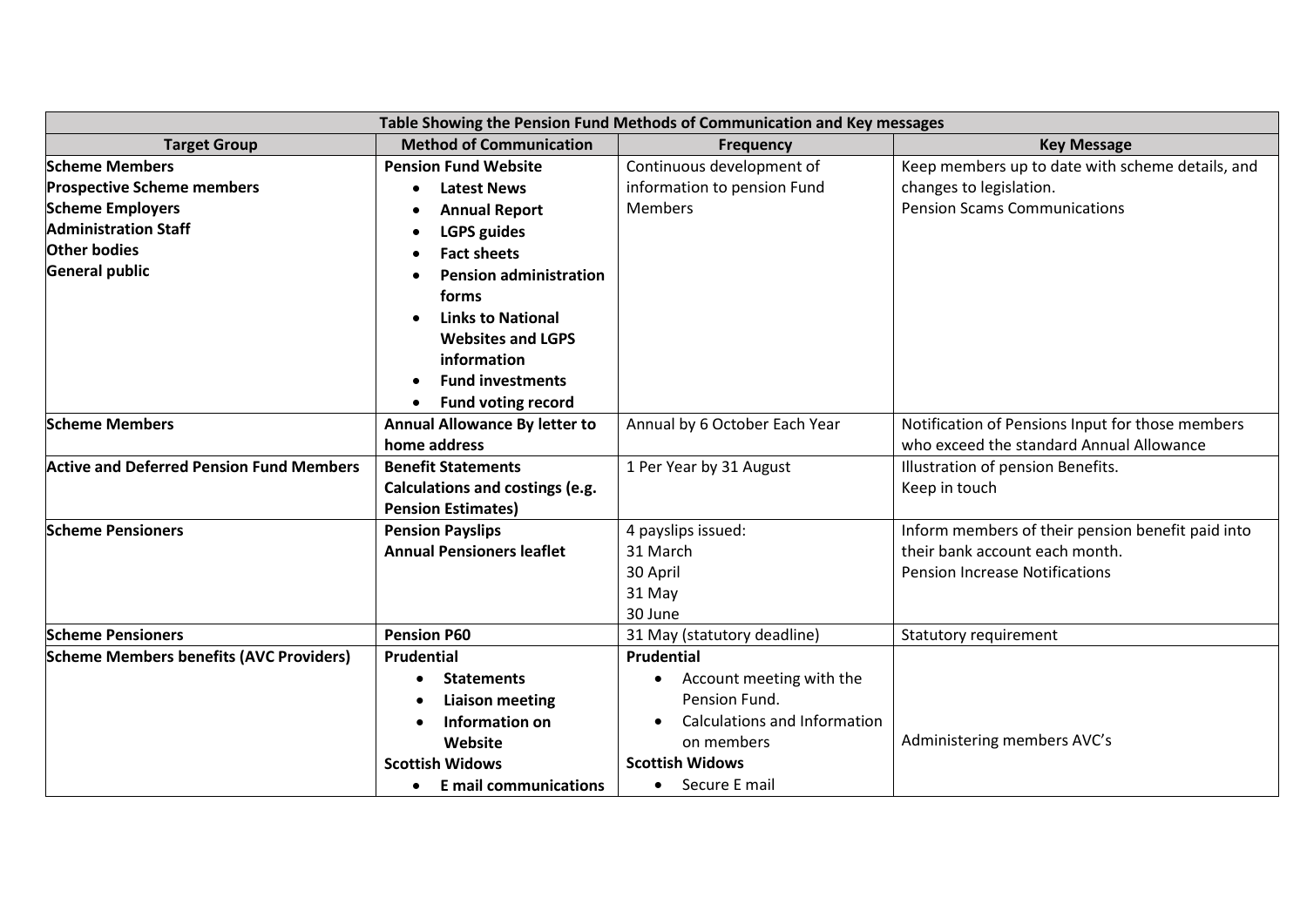| Table Showing the Pension Fund Methods of Communication and Key messages | | | |
|---|---|---|---|
| **Target Group** | **Method of Communication** | **Frequency** | **Key Message** |
| **Scheme Members**<br>**Prospective Scheme members**<br>**Scheme Employers**<br>**Administration Staff**<br>**Other bodies**<br>**General public** | **Pension Fund Website**<br>• **Latest News**<br>• **Annual Report**<br>• **LGPS guides**<br>• **Fact sheets**<br>• **Pension administration forms**<br>• **Links to National Websites and LGPS information**<br>• **Fund investments**<br>• **Fund voting record** | Continuous development of information to pension Fund Members | Keep members up to date with scheme details, and changes to legislation.<br>Pension Scams Communications |
| **Scheme Members** | **Annual Allowance By letter to home address** | Annual by 6 October Each Year | Notification of Pensions Input for those members who exceed the standard Annual Allowance |
| **Active and Deferred Pension Fund Members** | **Benefit Statements**<br>**Calculations and costings (e.g. Pension Estimates)** | 1 Per Year by 31 August | Illustration of pension Benefits.<br>Keep in touch |
| **Scheme Pensioners** | **Pension Payslips**<br>**Annual Pensioners leaflet** | 4 payslips issued:<br>31 March<br>30 April<br>31 May<br>30 June | Inform members of their pension benefit paid into their bank account each month.<br>Pension Increase Notifications |
| **Scheme Pensioners** | **Pension P60** | 31 May (statutory deadline) | Statutory requirement |
| **Scheme Members benefits (AVC Providers)** | **Prudential**<br>• **Statements**<br>• **Liaison meeting**<br>• **Information on Website**<br>**Scottish Widows**<br>• **E mail communications** | **Prudential**<br>• Account meeting with the Pension Fund.<br>• Calculations and Information on members<br>**Scottish Widows**<br>• Secure E mail | Administering members AVC's |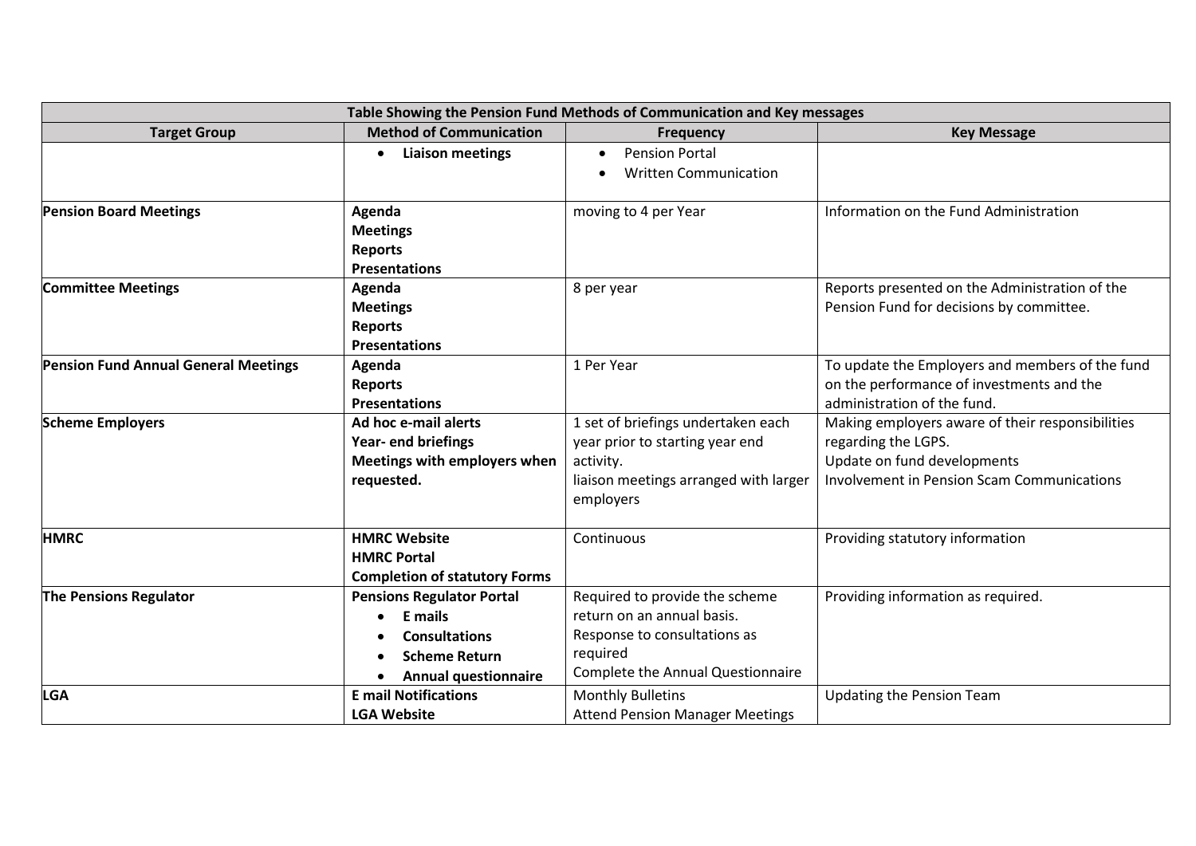| Table Showing the Pension Fund Methods of Communication and Key messages | | | |
|---|---|---|---|
| **Target Group** | **Method of Communication** | **Frequency** | **Key Message** |
| | • **Liaison meetings** | • Pension Portal<br>• Written Communication | |
| **Pension Board Meetings** | **Agenda**<br>**Meetings**<br>**Reports**<br>**Presentations** | moving to 4 per Year | Information on the Fund Administration |
| **Committee Meetings** | **Agenda**<br>**Meetings**<br>**Reports**<br>**Presentations** | 8 per year | Reports presented on the Administration of the Pension Fund for decisions by committee. |
| **Pension Fund Annual General Meetings** | **Agenda**<br>**Reports**<br>**Presentations** | 1 Per Year | To update the Employers and members of the fund on the performance of investments and the administration of the fund. |
| **Scheme Employers** | **Ad hoc e-mail alerts**<br>**Year- end briefings**<br>**Meetings with employers when requested.** | 1 set of briefings undertaken each year prior to starting year end activity.<br>liaison meetings arranged with larger employers | Making employers aware of their responsibilities regarding the LGPS.<br>Update on fund developments<br>Involvement in Pension Scam Communications |
| **HMRC** | **HMRC Website**<br>**HMRC Portal**<br>**Completion of statutory Forms** | Continuous | Providing statutory information |
| **The Pensions Regulator** | **Pensions Regulator Portal**<br>• **E mails**<br>• **Consultations**<br>• **Scheme Return**<br>• **Annual questionnaire** | Required to provide the scheme return on an annual basis.<br>Response to consultations as required<br>Complete the Annual Questionnaire | Providing information as required. |
| **LGA** | **E mail Notifications**<br>**LGA Website** | Monthly Bulletins<br>Attend Pension Manager Meetings | Updating the Pension Team |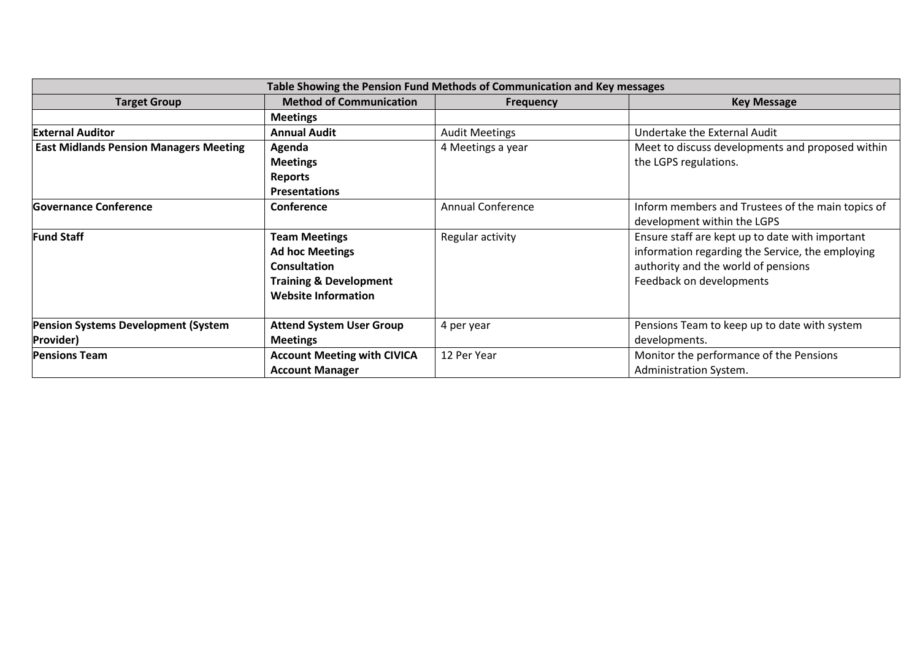| Table Showing the Pension Fund Methods of Communication and Key messages | | | |
|---|---|---|---|
| **Target Group** | **Method of Communication** | **Frequency** | **Key Message** |
| | **Meetings** | | |
| **External Auditor** | **Annual Audit** | Audit Meetings | Undertake the External Audit |
| **East Midlands Pension Managers Meeting** | **Agenda**<br>**Meetings**<br>**Reports**<br>**Presentations** | 4 Meetings a year | Meet to discuss developments and proposed within the LGPS regulations. |
| **Governance Conference** | **Conference** | Annual Conference | Inform members and Trustees of the main topics of development within the LGPS |
| **Fund Staff** | **Team Meetings**<br>**Ad hoc Meetings**<br>**Consultation**<br>**Training & Development**<br>**Website Information** | Regular activity | Ensure staff are kept up to date with important information regarding the Service, the employing authority and the world of pensions<br>Feedback on developments |
| **Pension Systems Development (System Provider)** | **Attend System User Group Meetings** | 4 per year | Pensions Team to keep up to date with system developments. |
| **Pensions Team** | **Account Meeting with CIVICA Account Manager** | 12 Per Year | Monitor the performance of the Pensions Administration System. |